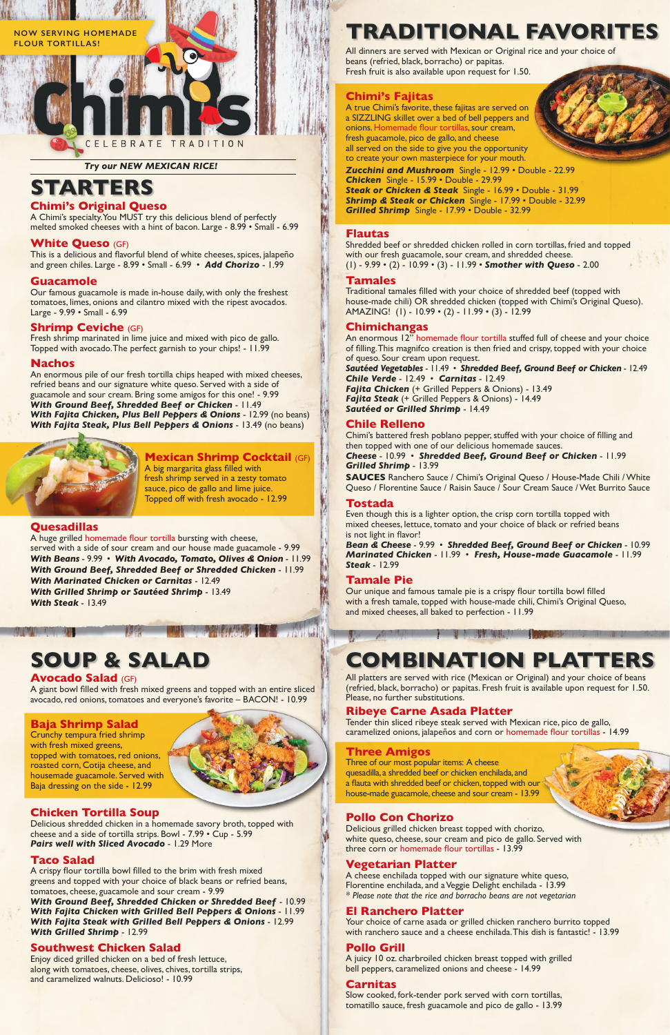NOW SERVING HOMEMADE FLOUR TORTILLAS!

# Chimi's

CELEBRATE TRADITION

*Try our NEW MEXICAN RICE!*

## STARTERS

### Chimi's Original Queso

A Chimi's specialty. You MUST try this delicious blend of perfectly melted smoked cheeses with a hint of bacon. Large - 8.99 • Small - 6.99

### White Queso (GF)

This is a delicious and flavorful blend of white cheeses, spices, jalapeño and green chiles. Large - 8.99 • Small - 6.99 • ***Add Chorizo*** - 1.99

### Guacamole

Our famous guacamole is made in-house daily, with only the freshest tomatoes, limes, onions and cilantro mixed with the ripest avocados. Large - 9.99 • Small - 6.99

### Shrimp Ceviche (GF)

Fresh shrimp marinated in lime juice and mixed with pico de gallo. Topped with avocado. The perfect garnish to your chips! - 11.99

### Nachos

An enormous pile of our fresh tortilla chips heaped with mixed cheeses, refried beans and our signature white queso. Served with a side of guacamole and sour cream. Bring some amigos for this one! - 9.99
***With Ground Beef, Shredded Beef or Chicken*** - 11.49
***With Fajita Chicken, Plus Bell Peppers & Onions*** - 12.99 (no beans)
***With Fajita Steak, Plus Bell Peppers & Onions*** - 13.49 (no beans)

### Mexican Shrimp Cocktail (GF)

A big margarita glass filled with fresh shrimp served in a zesty tomato sauce, pico de gallo and lime juice. Topped off with fresh avocado - 12.99

### Quesadillas

A huge grilled homemade flour tortilla bursting with cheese, served with a side of sour cream and our house made guacamole - 9.99
***With Beans*** - 9.99 • ***With Avocado, Tomato, Olives & Onion*** - 11.99
***With Ground Beef, Shredded Beef or Shredded Chicken*** - 11.99
***With Marinated Chicken or Carnitas*** - 12.49
***With Grilled Shrimp or Sautéed Shrimp*** - 13.49
***With Steak*** - 13.49

## SOUP & SALAD

### Avocado Salad (GF)

A giant bowl filled with fresh mixed greens and topped with an entire sliced avocado, red onions, tomatoes and everyone's favorite – BACON! - 10.99

### Baja Shrimp Salad

Crunchy tempura fried shrimp with fresh mixed greens, topped with tomatoes, red onions, roasted corn, Cotija cheese, and housemade guacamole. Served with Baja dressing on the side - 12.99

### Chicken Tortilla Soup

Delicious shredded chicken in a homemade savory broth, topped with cheese and a side of tortilla strips. Bowl - 7.99 • Cup - 5.99
***Pairs well with Sliced Avocado*** - 1.29 More

### Taco Salad

A crispy flour tortilla bowl filled to the brim with fresh mixed greens and topped with your choice of black beans or refried beans, tomatoes, cheese, guacamole and sour cream - 9.99
***With Ground Beef, Shredded Chicken or Shredded Beef*** - 10.99
***With Fajita Chicken with Grilled Bell Peppers & Onions*** - 11.99
***With Fajita Steak with Grilled Bell Peppers & Onions*** - 12.99
***With Grilled Shrimp*** - 12.99

### Southwest Chicken Salad

Enjoy diced grilled chicken on a bed of fresh lettuce, along with tomatoes, cheese, olives, chives, tortilla strips, and caramelized walnuts. Delicioso! - 10.99

## TRADITIONAL FAVORITES

All dinners are served with Mexican or Original rice and your choice of beans (refried, black, borracho) or papitas.
Fresh fruit is also available upon request for 1.50.

### Chimi's Fajitas

A true Chimi's favorite, these fajitas are served on a SIZZLING skillet over a bed of bell peppers and onions. Homemade flour tortillas, sour cream, fresh guacamole, pico de gallo, and cheese all served on the side to give you the opportunity to create your own masterpiece for your mouth.
***Zucchini and Mushroom*** Single - 12.99 • Double - 22.99
***Chicken*** Single - 15.99 • Double - 29.99
***Steak or Chicken & Steak*** Single - 16.99 • Double - 31.99
***Shrimp & Steak or Chicken*** Single - 17.99 • Double - 32.99
***Grilled Shrimp*** Single - 17.99 • Double - 32.99

### Flautas

Shredded beef or shredded chicken rolled in corn tortillas, fried and topped with our fresh guacamole, sour cream, and shredded cheese.
(1) - 9.99 • (2) - 10.99 • (3) - 11.99 • ***Smother with Queso*** - 2.00

### Tamales

Traditional tamales filled with your choice of shredded beef (topped with house-made chili) OR shredded chicken (topped with Chimi's Original Queso). AMAZING! (1) - 10.99 • (2) - 11.99 • (3) - 12.99

### Chimichangas

An enormous 12" homemade flour tortilla stuffed full of cheese and your choice of filling. This magnifco creation is then fried and crispy, topped with your choice of queso. Sour cream upon request.
***Sautéed Vegetables*** - 11.49 • ***Shredded Beef, Ground Beef or Chicken*** - 12.49
***Chile Verde*** - 12.49 • ***Carnitas*** - 12.49
***Fajita Chicken*** (+ Grilled Peppers & Onions) - 13.49
***Fajita Steak*** (+ Grilled Peppers & Onions) - 14.49
***Sautéed or Grilled Shrimp*** - 14.49

### Chile Relleno

Chimi's battered fresh poblano pepper, stuffed with your choice of filling and then topped with one of our delicious homemade sauces.
***Cheese*** - 10.99 • ***Shredded Beef, Ground Beef or Chicken*** - 11.99
***Grilled Shrimp*** - 13.99

**SAUCES** Ranchero Sauce / Chimi's Original Queso / House-Made Chili / White Queso / Florentine Sauce / Raisin Sauce / Sour Cream Sauce / Wet Burrito Sauce

### Tostada

Even though this is a lighter option, the crisp corn tortilla topped with mixed cheeses, lettuce, tomato and your choice of black or refried beans is not light in flavor!
***Bean & Cheese*** - 9.99 • ***Shredded Beef, Ground Beef or Chicken*** - 10.99
***Marinated Chicken*** - 11.99 • ***Fresh, House-made Guacamole*** - 11.99
***Steak*** - 12.99

### Tamale Pie

Our unique and famous tamale pie is a crispy flour tortilla bowl filled with a fresh tamale, topped with house-made chili, Chimi's Original Queso, and mixed cheeses, all baked to perfection - 11.99

## COMBINATION PLATTERS

All platters are served with rice (Mexican or Original) and your choice of beans (refried, black, borracho) or papitas. Fresh fruit is available upon request for 1.50. Please, no further substitutions.

### Ribeye Carne Asada Platter

Tender thin sliced ribeye steak served with Mexican rice, pico de gallo, caramelized onions, jalapeños and corn or homemade flour tortillas - 14.99

### Three Amigos

Three of our most popular items: A cheese quesadilla, a shredded beef or chicken enchilada, and a flauta with shredded beef or chicken, topped with our house-made guacamole, cheese and sour cream - 13.99

### Pollo Con Chorizo

Delicious grilled chicken breast topped with chorizo, white queso, cheese, sour cream and pico de gallo. Served with three corn or homemade flour tortillas - 13.99

### Vegetarian Platter

A cheese enchilada topped with our signature white queso, Florentine enchilada, and a Veggie Delight enchilada - 13.99
*\* Please note that the rice and borracho beans are not vegetarian*

### El Ranchero Platter

Your choice of carne asada or grilled chicken ranchero burrito topped with ranchero sauce and a cheese enchilada. This dish is fantastic! - 13.99

### Pollo Grill

A juicy 10 oz. charbroiled chicken breast topped with grilled bell peppers, caramelized onions and cheese - 14.99

### Carnitas

Slow cooked, fork-tender pork served with corn tortillas, tomatillo sauce, fresh guacamole and pico de gallo - 13.99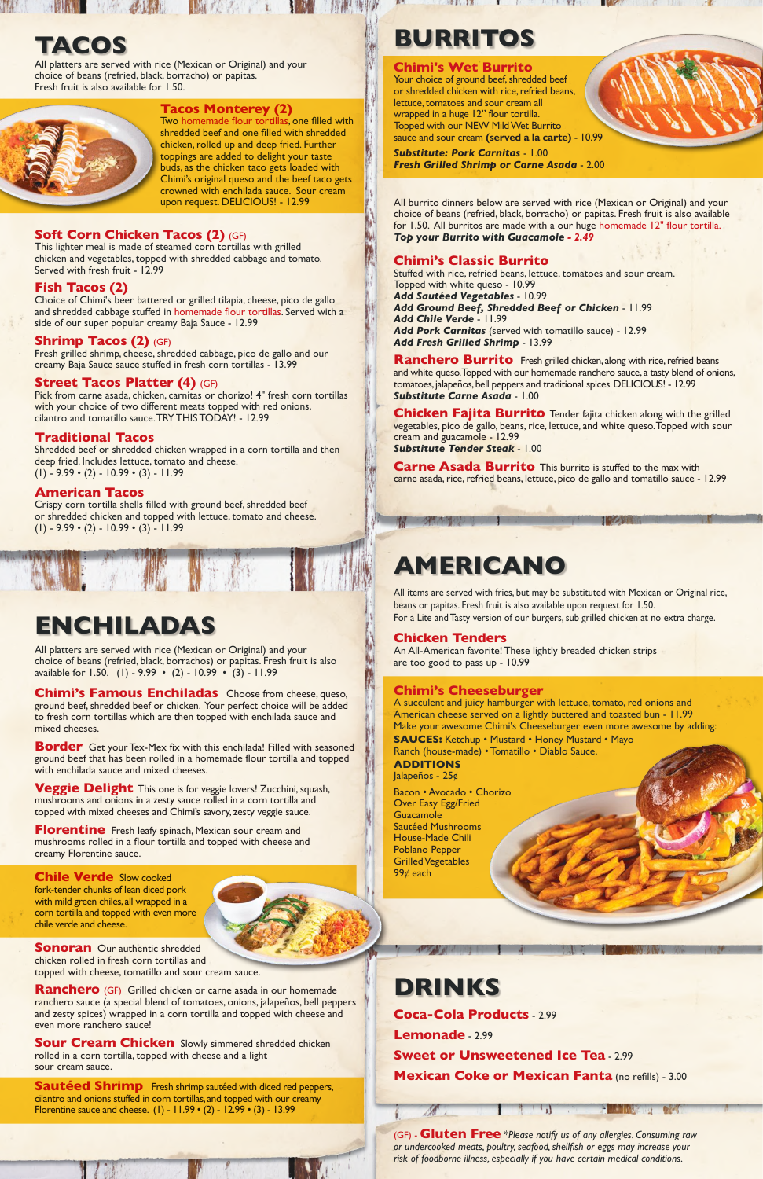# TACOS

All platters are served with rice (Mexican or Original) and your choice of beans (refried, black, borracho) or papitas. Fresh fruit is also available for 1.50.

## Tacos Monterey (2)

Two homemade flour tortillas, one filled with shredded beef and one filled with shredded chicken, rolled up and deep fried. Further toppings are added to delight your taste buds, as the chicken taco gets loaded with Chimi's original queso and the beef taco gets crowned with enchilada sauce. Sour cream upon request. DELICIOUS! - 12.99

## Soft Corn Chicken Tacos (2) (GF)

This lighter meal is made of steamed corn tortillas with grilled chicken and vegetables, topped with shredded cabbage and tomato. Served with fresh fruit - 12.99

## Fish Tacos (2)

Choice of Chimi's beer battered or grilled tilapia, cheese, pico de gallo and shredded cabbage stuffed in homemade flour tortillas. Served with a side of our super popular creamy Baja Sauce - 12.99

## Shrimp Tacos (2) (GF)

Fresh grilled shrimp, cheese, shredded cabbage, pico de gallo and our creamy Baja Sauce sauce stuffed in fresh corn tortillas - 13.99

## Street Tacos Platter (4) (GF)

Pick from carne asada, chicken, carnitas or chorizo! 4" fresh corn tortillas with your choice of two different meats topped with red onions, cilantro and tomatillo sauce. TRY THIS TODAY! - 12.99

## Traditional Tacos

Shredded beef or shredded chicken wrapped in a corn tortilla and then deep fried. Includes lettuce, tomato and cheese.
(1) - 9.99 • (2) - 10.99 • (3) - 11.99

## American Tacos

Crispy corn tortilla shells filled with ground beef, shredded beef or shredded chicken and topped with lettuce, tomato and cheese.
(1) - 9.99 • (2) - 10.99 • (3) - 11.99

# ENCHILADAS

All platters are served with rice (Mexican or Original) and your choice of beans (refried, black, borrachos) or papitas. Fresh fruit is also available for 1.50. (1) - 9.99 • (2) - 10.99 • (3) - 11.99

**Chimi's Famous Enchiladas** Choose from cheese, queso, ground beef, shredded beef or chicken. Your perfect choice will be added to fresh corn tortillas which are then topped with enchilada sauce and mixed cheeses.

**Border** Get your Tex-Mex fix with this enchilada! Filled with seasoned ground beef that has been rolled in a homemade flour tortilla and topped with enchilada sauce and mixed cheeses.

**Veggie Delight** This one is for veggie lovers! Zucchini, squash, mushrooms and onions in a zesty sauce rolled in a corn tortilla and topped with mixed cheeses and Chimi's savory, zesty veggie sauce.

**Florentine** Fresh leafy spinach, Mexican sour cream and mushrooms rolled in a flour tortilla and topped with cheese and creamy Florentine sauce.

**Chile Verde** Slow cooked fork-tender chunks of lean diced pork with mild green chiles, all wrapped in a corn tortilla and topped with even more chile verde and cheese.

**Sonoran** Our authentic shredded chicken rolled in fresh corn tortillas and topped with cheese, tomatillo and sour cream sauce.

**Ranchero** (GF) Grilled chicken or carne asada in our homemade ranchero sauce (a special blend of tomatoes, onions, jalapeños, bell peppers and zesty spices) wrapped in a corn tortilla and topped with cheese and even more ranchero sauce!

**Sour Cream Chicken** Slowly simmered shredded chicken rolled in a corn tortilla, topped with cheese and a light sour cream sauce.

**Sautéed Shrimp** Fresh shrimp sautéed with diced red peppers, cilantro and onions stuffed in corn tortillas, and topped with our creamy Florentine sauce and cheese. (1) - 11.99 • (2) - 12.99 • (3) - 13.99

# BURRITOS

## Chimi's Wet Burrito

Your choice of ground beef, shredded beef or shredded chicken with rice, refried beans, lettuce, tomatoes and sour cream all wrapped in a huge 12" flour tortilla. Topped with our NEW Mild Wet Burrito sauce and sour cream **(served a la carte)** - 10.99

***Substitute: Pork Carnitas*** - 1.00
***Fresh Grilled Shrimp or Carne Asada*** - 2.00

All burrito dinners below are served with rice (Mexican or Original) and your choice of beans (refried, black, borracho) or papitas. Fresh fruit is also available for 1.50. All burritos are made with a our huge homemade 12" flour tortilla.
***Top your Burrito with Guacamole - 2.49***

## Chimi's Classic Burrito

Stuffed with rice, refried beans, lettuce, tomatoes and sour cream. Topped with white queso - 10.99
***Add Sautéed Vegetables*** - 10.99
***Add Ground Beef, Shredded Beef or Chicken*** - 11.99
***Add Chile Verde*** - 11.99
***Add Pork Carnitas*** (served with tomatillo sauce) - 12.99
***Add Fresh Grilled Shrimp*** - 13.99

**Ranchero Burrito** Fresh grilled chicken, along with rice, refried beans and white queso. Topped with our homemade ranchero sauce, a tasty blend of onions, tomatoes, jalapeños, bell peppers and traditional spices. DELICIOUS! - 12.99
***Substitute Carne Asada*** - 1.00

**Chicken Fajita Burrito** Tender fajita chicken along with the grilled vegetables, pico de gallo, beans, rice, lettuce, and white queso. Topped with sour cream and guacamole - 12.99
***Substitute Tender Steak*** - 1.00

**Carne Asada Burrito** This burrito is stuffed to the max with carne asada, rice, refried beans, lettuce, pico de gallo and tomatillo sauce - 12.99

# AMERICANO

All items are served with fries, but may be substituted with Mexican or Original rice, beans or papitas. Fresh fruit is also available upon request for 1.50.
For a Lite and Tasty version of our burgers, sub grilled chicken at no extra charge.

## Chicken Tenders

An All-American favorite! These lightly breaded chicken strips are too good to pass up - 10.99

## Chimi's Cheeseburger

A succulent and juicy hamburger with lettuce, tomato, red onions and American cheese served on a lightly buttered and toasted bun - 11.99
Make your awesome Chimi's Cheeseburger even more awesome by adding:

**SAUCES:** Ketchup • Mustard • Honey Mustard • Mayo
Ranch (house-made) • Tomatillo • Diablo Sauce.

**ADDITIONS**
Jalapeños - 25¢

Bacon • Avocado • Chorizo
Over Easy Egg/Fried
Guacamole
Sautéed Mushrooms
House-Made Chili
Poblano Pepper
Grilled Vegetables
99¢ each

# DRINKS

**Coca-Cola Products** - 2.99
**Lemonade** - 2.99
**Sweet or Unsweetened Ice Tea** - 2.99
**Mexican Coke or Mexican Fanta** (no refills) - 3.00

(GF) - **Gluten Free** *\*Please notify us of any allergies. Consuming raw or undercooked meats, poultry, seafood, shellfish or eggs may increase your risk of foodborne illness, especially if you have certain medical conditions.*